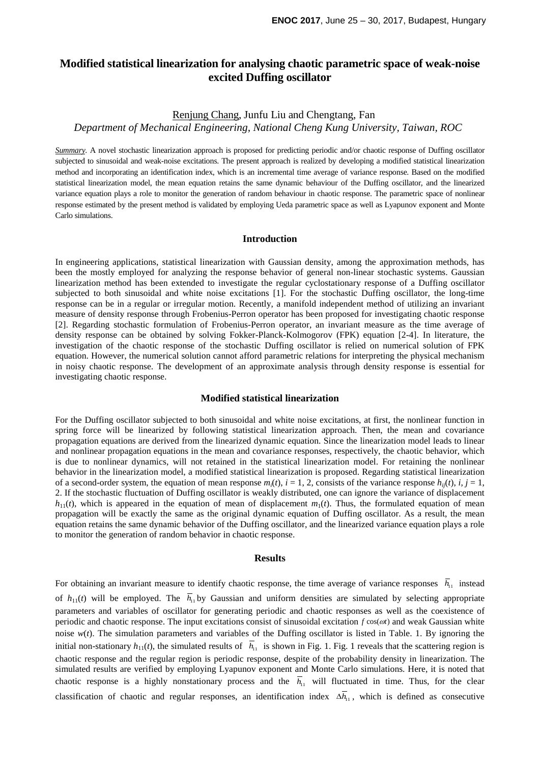# Modified statistical linearization for analysing chaotic parametric space of weak-noise excited Duffing oscillator

Renjung Chang, Junfu Liu and Chengtang, Fan

*Department of Mechanical Engineering, National Cheng Kung University, Taiwan, ROC*

*Summary*. A novel stochastic linearization approach is proposed for predicting periodic and/or chaotic response of Duffing oscillator subjected to sinusoidal and weak-noise excitations. The present approach is realized by developing a modified statistical linearization method and incorporating an identification index, which is an incremental time average of variance response. Based on the modified statistical linearization model, the mean equation retains the same dynamic behaviour of the Duffing oscillator, and the linearized variance equation plays a role to monitor the generation of random behaviour in chaotic response. The parametric space of nonlinear response estimated by the present method is validated by employing Ueda parametric space as well as Lyapunov exponent and Monte Carlo simulations.

## Introduction

In engineering applications, statistical linearization with Gaussian density, among the approximation methods, has been the mostly employed for analyzing the response behavior of general non-linear stochastic systems. Gaussian linearization method has been extended to investigate the regular cyclostationary response of a Duffing oscillator subjected to both sinusoidal and white noise excitations [1]. For the stochastic Duffing oscillator, the long-time response can be in a regular or irregular motion. Recently, a manifold independent method of utilizing an invariant measure of density response through Frobenius-Perron operator has been proposed for investigating chaotic response [2]. Regarding stochastic formulation of Frobenius-Perron operator, an invariant measure as the time average of density response can be obtained by solving Fokker-Planck-Kolmogorov (FPK) equation [2-4]. In literature, the investigation of the chaotic response of the stochastic Duffing oscillator is relied on numerical solution of FPK equation. However, the numerical solution cannot afford parametric relations for interpreting the physical mechanism in noisy chaotic response. The development of an approximate analysis through density response is essential for investigating chaotic response.

## Modified statistical linearization

For the Duffing oscillator subjected to both sinusoidal and white noise excitations, at first, the nonlinear function in spring force will be linearized by following statistical linearization approach. Then, the mean and covariance propagation equations are derived from the linearized dynamic equation. Since the linearization model leads to linear and nonlinear propagation equations in the mean and covariance responses, respectively, the chaotic behavior, which is due to nonlinear dynamics, will not retained in the statistical linearization model. For retaining the nonlinear behavior in the linearization model, a modified statistical linearization is proposed. Regarding statistical linearization of a second-order system, the equation of mean response $m_i(t)$, $i$ = 1, 2, consists of the variance response $h_{ij}(t)$, $i, j$ = 1, 2. If the stochastic fluctuation of Duffing oscillator is weakly distributed, one can ignore the variance of displacement $h_{11}(t)$, which is appeared in the equation of mean of displacement $m_1(t)$. Thus, the formulated equation of mean propagation will be exactly the same as the original dynamic equation of Duffing oscillator. As a result, the mean equation retains the same dynamic behavior of the Duffing oscillator, and the linearized variance equation plays a role to monitor the generation of random behavior in chaotic response.

## Results

For obtaining an invariant measure to identify chaotic response, the time average of variance responses $\overline{h}_{11}$ instead of $h_{11}(t)$ will be employed. The $\overline{h}_{11}$ by Gaussian and uniform densities are simulated by selecting appropriate parameters and variables of oscillator for generating periodic and chaotic responses as well as the coexistence of periodic and chaotic response. The input excitations consist of sinusoidal excitation $f\cos(\omega t)$ and weak Gaussian white noise $w(t)$. The simulation parameters and variables of the Duffing oscillator is listed in Table. 1. By ignoring the initial non-stationary $h_{11}(t)$, the simulated results of $\overline{h}_{11}$ is shown in Fig. 1. Fig. 1 reveals that the scattering region is chaotic response and the regular region is periodic response, despite of the probability density in linearization. The simulated results are verified by employing Lyapunov exponent and Monte Carlo simulations. Here, it is noted that chaotic response is a highly nonstationary process and the $\overline{h}_{11}$ will fluctuated in time. Thus, for the clear classification of chaotic and regular responses, an identification index $\Delta\overline{h}_{11}$, which is defined as consecutive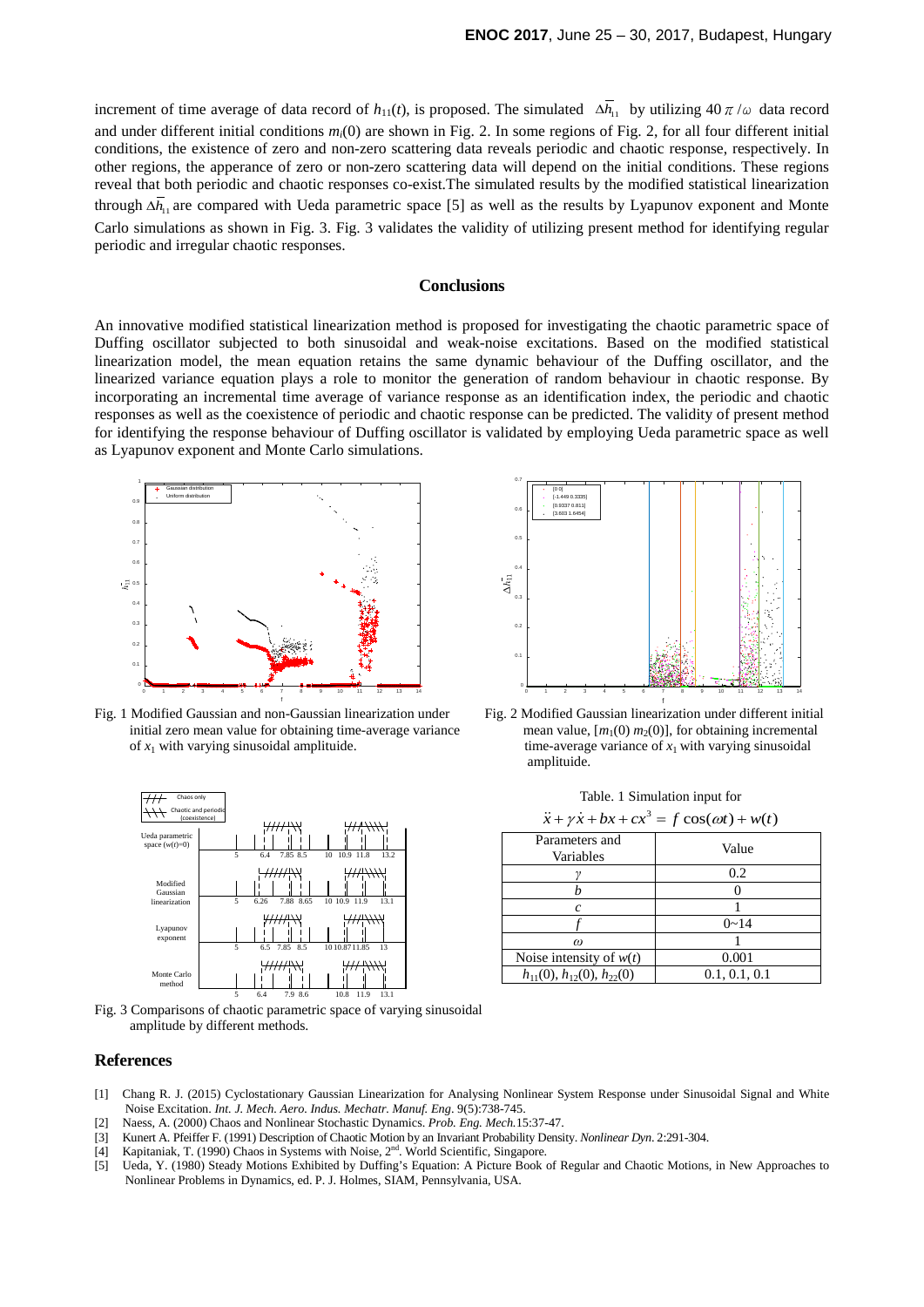increment of time average of data record of $h_{11}(t)$, is proposed. The simulated $\Delta\bar{h}_{11}$ by utilizing $40\pi/\omega$ data record and under different initial conditions $m_i(0)$ are shown in Fig. 2. In some regions of Fig. 2, for all four different initial conditions, the existence of zero and non-zero scattering data reveals periodic and chaotic response, respectively. In other regions, the apperance of zero or non-zero scattering data will depend on the initial conditions. These regions reveal that both periodic and chaotic responses co-exist.The simulated results by the modified statistical linearization through $\Delta\bar{h}_{11}$ are compared with Ueda parametric space [5] as well as the results by Lyapunov exponent and Monte Carlo simulations as shown in Fig. 3. Fig. 3 validates the validity of utilizing present method for identifying regular periodic and irregular chaotic responses.

## Conclusions

An innovative modified statistical linearization method is proposed for investigating the chaotic parametric space of Duffing oscillator subjected to both sinusoidal and weak-noise excitations. Based on the modified statistical linearization model, the mean equation retains the same dynamic behaviour of the Duffing oscillator, and the linearized variance equation plays a role to monitor the generation of random behaviour in chaotic response. By incorporating an incremental time average of variance response as an identification index, the periodic and chaotic responses as well as the coexistence of periodic and chaotic response can be predicted. The validity of present method for identifying the response behaviour of Duffing oscillator is validated by employing Ueda parametric space as well as Lyapunov exponent and Monte Carlo simulations.

Gaussian distribution
Uniform distribution
$\bar{h}_{11}$
f

Fig. 1 Modified Gaussian and non-Gaussian linearization under initial zero mean value for obtaining time-average variance of $x_1$ with varying sinusoidal amplituide.

[0 0]
[-1.449 0.3335]
[0.9337 0.811]
[3.603 1.6454]
$\Delta\bar{h}_{11}$
f

Fig. 2 Modified Gaussian linearization under different initial mean value, $[m_1(0)\ m_2(0)]$, for obtaining incremental time-average variance of $x_1$ with varying sinusoidal amplituide.

Chaos only
Chaotic and periodic (coexistence)

Ueda parametric space ($w(t)$=0)
5 6.4 7.85 8.5 10 10.9 11.8 13.2

Modified Gaussian linearization
5 6.26 7.88 8.65 10 10.9 11.9 13.1

Lyapunov exponent
5 6.5 7.85 8.5 10 10.87 11.85 13

Monte Carlo method
5 6.4 7.9 8.6 10.8 11.9 13.1

Fig. 3 Comparisons of chaotic parametric space of varying sinusoidal amplitude by different methods.

Table. 1 Simulation input for $\ddot{x}+\gamma\dot{x}+bx+cx^3 = f\cos(\omega t)+w(t)$

| Parameters and Variables | Value |
|---|---|
| $\gamma$ | 0.2 |
| $b$ | 0 |
| $c$ | 1 |
| $f$ | 0~14 |
| $\omega$ | 1 |
| Noise intensity of $w(t)$ | 0.001 |
| $h_{11}(0)$, $h_{12}(0)$, $h_{22}(0)$ | 0.1, 0.1, 0.1 |

## References

[1] Chang R. J. (2015) Cyclostationary Gaussian Linearization for Analysing Nonlinear System Response under Sinusoidal Signal and White Noise Excitation. *Int. J. Mech. Aero. Indus. Mechatr. Manuf. Eng*. 9(5):738-745.

[2] Naess, A. (2000) Chaos and Nonlinear Stochastic Dynamics. *Prob. Eng. Mech.*15:37-47.

[3] Kunert A. Pfeiffer F. (1991) Description of Chaotic Motion by an Invariant Probability Density. *Nonlinear Dyn*. 2:291-304.

[4] Kapitaniak, T. (1990) Chaos in Systems with Noise, 2nd. World Scientific, Singapore.

[5] Ueda, Y. (1980) Steady Motions Exhibited by Duffing's Equation: A Picture Book of Regular and Chaotic Motions, in New Approaches to Nonlinear Problems in Dynamics, ed. P. J. Holmes, SIAM, Pennsylvania, USA.